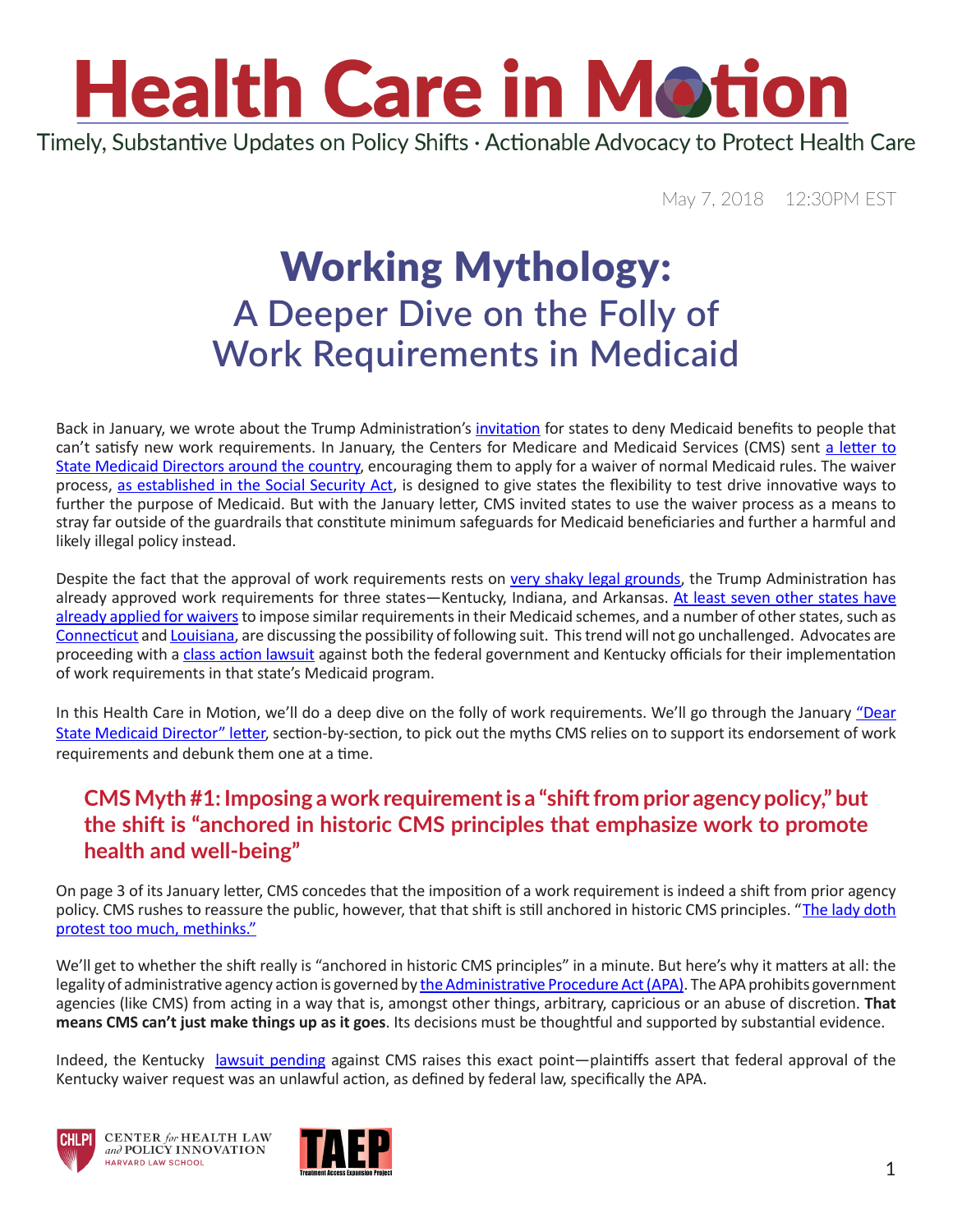# Health Care in Motion

Timely, Substantive Updates on Policy Shifts · Actionable Advocacy to Protect Health Care

May 7, 2018 12:30PM EST

# Working Mythology:

## A Deeper Dive on the Folly of Work Requirements in Medicaid

Back in January, we wrote about the Trump Administration's invitation for states to deny Medicaid benefits to people that can't satisfy new work requirements. In January, the Centers for Medicare and Medicaid Services (CMS) sent a letter to State Medicaid Directors around the country, encouraging them to apply for a waiver of normal Medicaid rules. The waiver process, as established in the Social Security Act, is designed to give states the flexibility to test drive innovative ways to further the purpose of Medicaid. But with the January letter, CMS invited states to use the waiver process as a means to stray far outside of the guardrails that constitute minimum safeguards for Medicaid beneficiaries and further a harmful and likely illegal policy instead.

Despite the fact that the approval of work requirements rests on very shaky legal grounds, the Trump Administration has already approved work requirements for three states—Kentucky, Indiana, and Arkansas. At least seven other states have already applied for waivers to impose similar requirements in their Medicaid schemes, and a number of other states, such as Connecticut and Louisiana, are discussing the possibility of following suit. This trend will not go unchallenged. Advocates are proceeding with a class action lawsuit against both the federal government and Kentucky officials for their implementation of work requirements in that state's Medicaid program.

In this Health Care in Motion, we'll do a deep dive on the folly of work requirements. We'll go through the January "Dear State Medicaid Director" letter, section-by-section, to pick out the myths CMS relies on to support its endorsement of work requirements and debunk them one at a time.

### CMS Myth #1: Imposing a work requirement is a "shift from prior agency policy," but the shift is "anchored in historic CMS principles that emphasize work to promote health and well-being"

On page 3 of its January letter, CMS concedes that the imposition of a work requirement is indeed a shift from prior agency policy. CMS rushes to reassure the public, however, that that shift is still anchored in historic CMS principles. "The lady doth protest too much, methinks."

We'll get to whether the shift really is "anchored in historic CMS principles" in a minute. But here's why it matters at all: the legality of administrative agency action is governed by the Administrative Procedure Act (APA). The APA prohibits government agencies (like CMS) from acting in a way that is, amongst other things, arbitrary, capricious or an abuse of discretion. **That means CMS can't just make things up as it goes**. Its decisions must be thoughtful and supported by substantial evidence.

Indeed, the Kentucky lawsuit pending against CMS raises this exact point—plaintiffs assert that federal approval of the Kentucky waiver request was an unlawful action, as defined by federal law, specifically the APA.

CHLPI CENTER *for* HEALTH LAW *and* POLICY INNOVATION HARVARD LAW SCHOOL

TAEP Treatment Access Expansion Project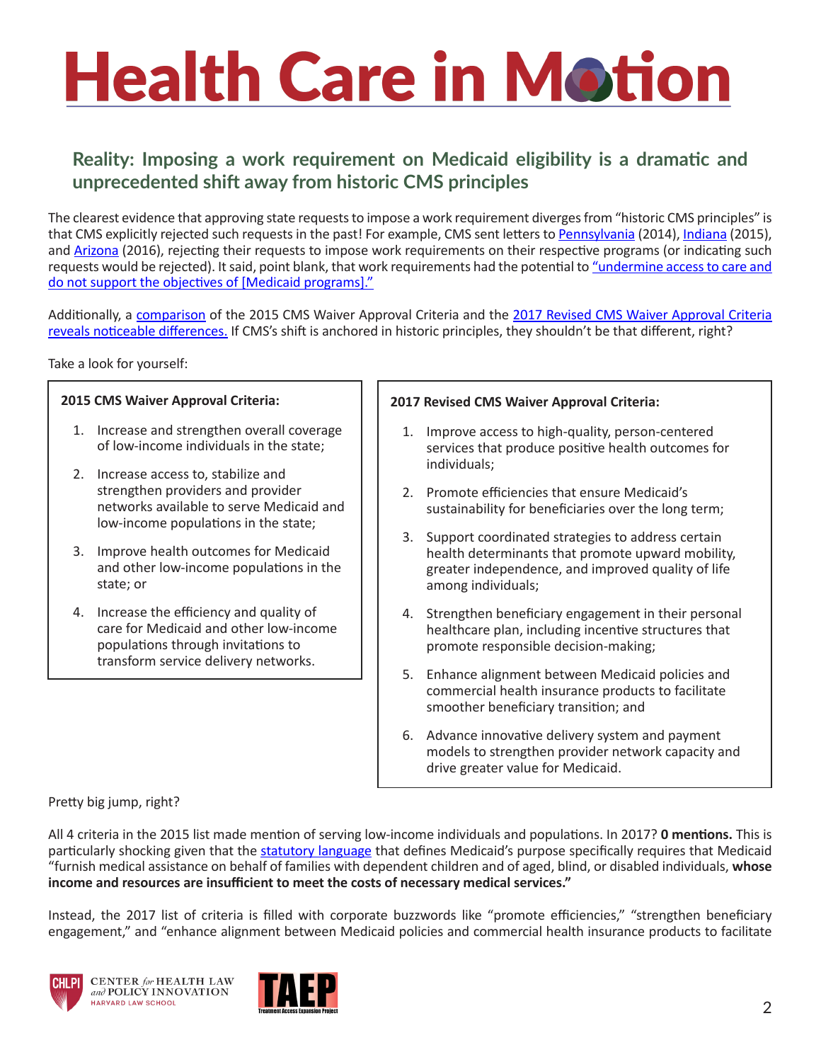## Reality: Imposing a work requirement on Medicaid eligibility is a dramatic and unprecedented shift away from historic CMS principles

The clearest evidence that approving state requests to impose a work requirement diverges from "historic CMS principles" is that CMS explicitly rejected such requests in the past! For example, CMS sent letters to Pennsylvania (2014), Indiana (2015), and Arizona (2016), rejecting their requests to impose work requirements on their respective programs (or indicating such requests would be rejected). It said, point blank, that work requirements had the potential to "undermine access to care and do not support the objectives of [Medicaid programs]."

Additionally, a comparison of the 2015 CMS Waiver Approval Criteria and the 2017 Revised CMS Waiver Approval Criteria reveals noticeable differences. If CMS's shift is anchored in historic principles, they shouldn't be that different, right?

Take a look for yourself:

**2015 CMS Waiver Approval Criteria:**

1. Increase and strengthen overall coverage of low-income individuals in the state;
2. Increase access to, stabilize and strengthen providers and provider networks available to serve Medicaid and low-income populations in the state;
3. Improve health outcomes for Medicaid and other low-income populations in the state; or
4. Increase the efficiency and quality of care for Medicaid and other low-income populations through invitations to transform service delivery networks.

**2017 Revised CMS Waiver Approval Criteria:**

1. Improve access to high-quality, person-centered services that produce positive health outcomes for individuals;
2. Promote efficiencies that ensure Medicaid's sustainability for beneficiaries over the long term;
3. Support coordinated strategies to address certain health determinants that promote upward mobility, greater independence, and improved quality of life among individuals;
4. Strengthen beneficiary engagement in their personal healthcare plan, including incentive structures that promote responsible decision-making;
5. Enhance alignment between Medicaid policies and commercial health insurance products to facilitate smoother beneficiary transition; and
6. Advance innovative delivery system and payment models to strengthen provider network capacity and drive greater value for Medicaid.

Pretty big jump, right?

All 4 criteria in the 2015 list made mention of serving low-income individuals and populations. In 2017? **0 mentions.** This is particularly shocking given that the statutory language that defines Medicaid's purpose specifically requires that Medicaid "furnish medical assistance on behalf of families with dependent children and of aged, blind, or disabled individuals, **whose income and resources are insufficient to meet the costs of necessary medical services."**

Instead, the 2017 list of criteria is filled with corporate buzzwords like "promote efficiencies," "strengthen beneficiary engagement," and "enhance alignment between Medicaid policies and commercial health insurance products to facilitate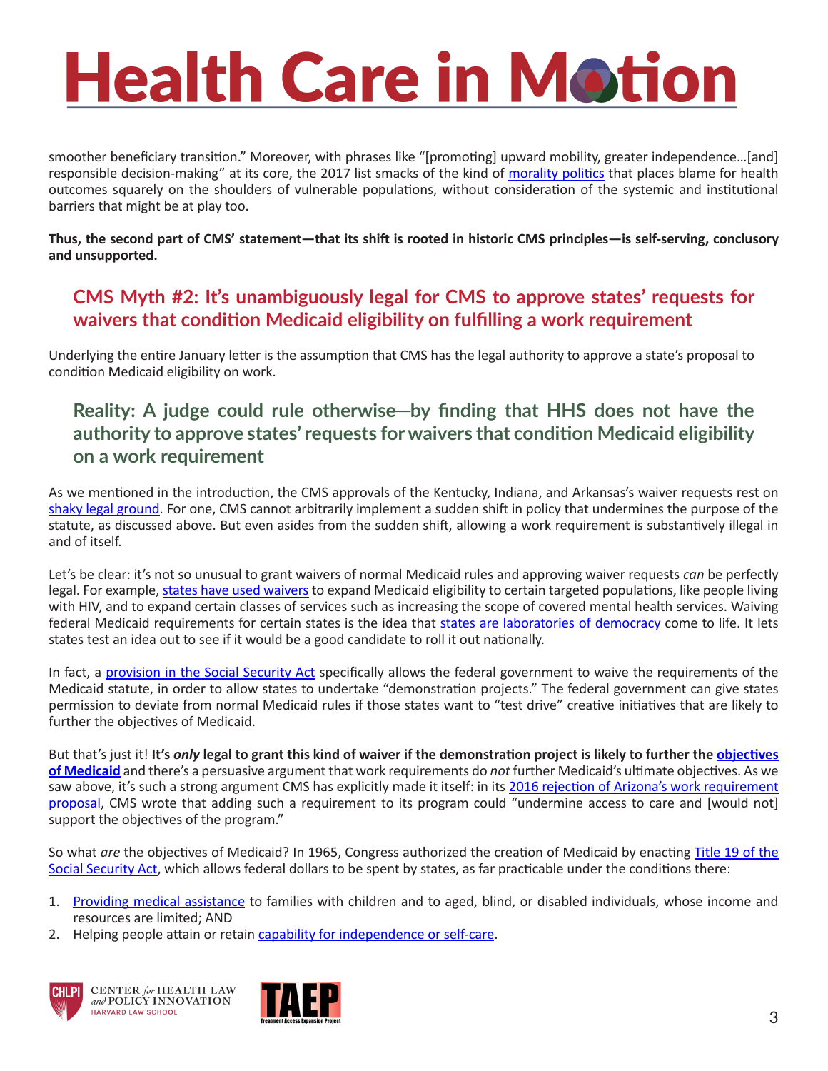smoother beneficiary transition." Moreover, with phrases like "[promoting] upward mobility, greater independence…[and] responsible decision-making" at its core, the 2017 list smacks of the kind of morality politics that places blame for health outcomes squarely on the shoulders of vulnerable populations, without consideration of the systemic and institutional barriers that might be at play too.

**Thus, the second part of CMS' statement—that its shift is rooted in historic CMS principles—is self-serving, conclusory and unsupported.**

## CMS Myth #2: It's unambiguously legal for CMS to approve states' requests for waivers that condition Medicaid eligibility on fulfilling a work requirement

Underlying the entire January letter is the assumption that CMS has the legal authority to approve a state's proposal to condition Medicaid eligibility on work.

## Reality: A judge could rule otherwise—by finding that HHS does not have the authority to approve states' requests for waivers that condition Medicaid eligibility on a work requirement

As we mentioned in the introduction, the CMS approvals of the Kentucky, Indiana, and Arkansas's waiver requests rest on shaky legal ground. For one, CMS cannot arbitrarily implement a sudden shift in policy that undermines the purpose of the statute, as discussed above. But even asides from the sudden shift, allowing a work requirement is substantively illegal in and of itself.

Let's be clear: it's not so unusual to grant waivers of normal Medicaid rules and approving waiver requests *can* be perfectly legal. For example, states have used waivers to expand Medicaid eligibility to certain targeted populations, like people living with HIV, and to expand certain classes of services such as increasing the scope of covered mental health services. Waiving federal Medicaid requirements for certain states is the idea that states are laboratories of democracy come to life. It lets states test an idea out to see if it would be a good candidate to roll it out nationally.

In fact, a provision in the Social Security Act specifically allows the federal government to waive the requirements of the Medicaid statute, in order to allow states to undertake "demonstration projects." The federal government can give states permission to deviate from normal Medicaid rules if those states want to "test drive" creative initiatives that are likely to further the objectives of Medicaid.

But that's just it! **It's *only* legal to grant this kind of waiver if the demonstration project is likely to further the objectives of Medicaid** and there's a persuasive argument that work requirements do *not* further Medicaid's ultimate objectives. As we saw above, it's such a strong argument CMS has explicitly made it itself: in its 2016 rejection of Arizona's work requirement proposal, CMS wrote that adding such a requirement to its program could "undermine access to care and [would not] support the objectives of the program."

So what *are* the objectives of Medicaid? In 1965, Congress authorized the creation of Medicaid by enacting Title 19 of the Social Security Act, which allows federal dollars to be spent by states, as far practicable under the conditions there:

1. Providing medical assistance to families with children and to aged, blind, or disabled individuals, whose income and resources are limited; AND
2. Helping people attain or retain capability for independence or self-care.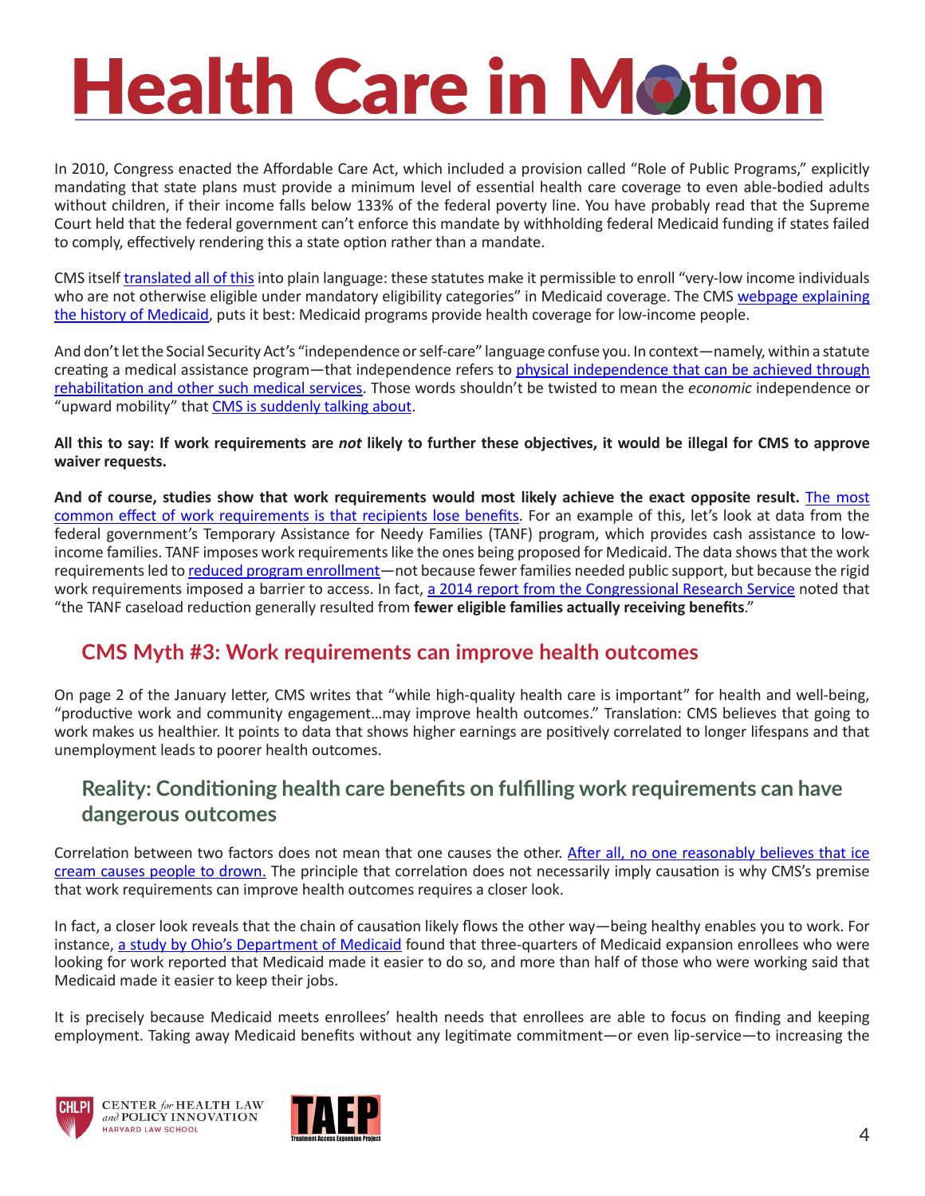In 2010, Congress enacted the Affordable Care Act, which included a provision called "Role of Public Programs," explicitly mandating that state plans must provide a minimum level of essential health care coverage to even able-bodied adults without children, if their income falls below 133% of the federal poverty line. You have probably read that the Supreme Court held that the federal government can't enforce this mandate by withholding federal Medicaid funding if states failed to comply, effectively rendering this a state option rather than a mandate.

CMS itself translated all of this into plain language: these statutes make it permissible to enroll "very-low income individuals who are not otherwise eligible under mandatory eligibility categories" in Medicaid coverage. The CMS webpage explaining the history of Medicaid, puts it best: Medicaid programs provide health coverage for low-income people.

And don't let the Social Security Act's "independence or self-care" language confuse you. In context—namely, within a statute creating a medical assistance program—that independence refers to physical independence that can be achieved through rehabilitation and other such medical services. Those words shouldn't be twisted to mean the *economic* independence or "upward mobility" that CMS is suddenly talking about.

**All this to say: If work requirements are *not* likely to further these objectives, it would be illegal for CMS to approve waiver requests.**

**And of course, studies show that work requirements would most likely achieve the exact opposite result.** The most common effect of work requirements is that recipients lose benefits. For an example of this, let's look at data from the federal government's Temporary Assistance for Needy Families (TANF) program, which provides cash assistance to low-income families. TANF imposes work requirements like the ones being proposed for Medicaid. The data shows that the work requirements led to reduced program enrollment—not because fewer families needed public support, but because the rigid work requirements imposed a barrier to access. In fact, a 2014 report from the Congressional Research Service noted that "the TANF caseload reduction generally resulted from **fewer eligible families actually receiving benefits**."

## CMS Myth #3: Work requirements can improve health outcomes

On page 2 of the January letter, CMS writes that "while high-quality health care is important" for health and well-being, "productive work and community engagement…may improve health outcomes." Translation: CMS believes that going to work makes us healthier. It points to data that shows higher earnings are positively correlated to longer lifespans and that unemployment leads to poorer health outcomes.

## Reality: Conditioning health care benefits on fulfilling work requirements can have dangerous outcomes

Correlation between two factors does not mean that one causes the other. After all, no one reasonably believes that ice cream causes people to drown. The principle that correlation does not necessarily imply causation is why CMS's premise that work requirements can improve health outcomes requires a closer look.

In fact, a closer look reveals that the chain of causation likely flows the other way—being healthy enables you to work. For instance, a study by Ohio's Department of Medicaid found that three-quarters of Medicaid expansion enrollees who were looking for work reported that Medicaid made it easier to do so, and more than half of those who were working said that Medicaid made it easier to keep their jobs.

It is precisely because Medicaid meets enrollees' health needs that enrollees are able to focus on finding and keeping employment. Taking away Medicaid benefits without any legitimate commitment—or even lip-service—to increasing the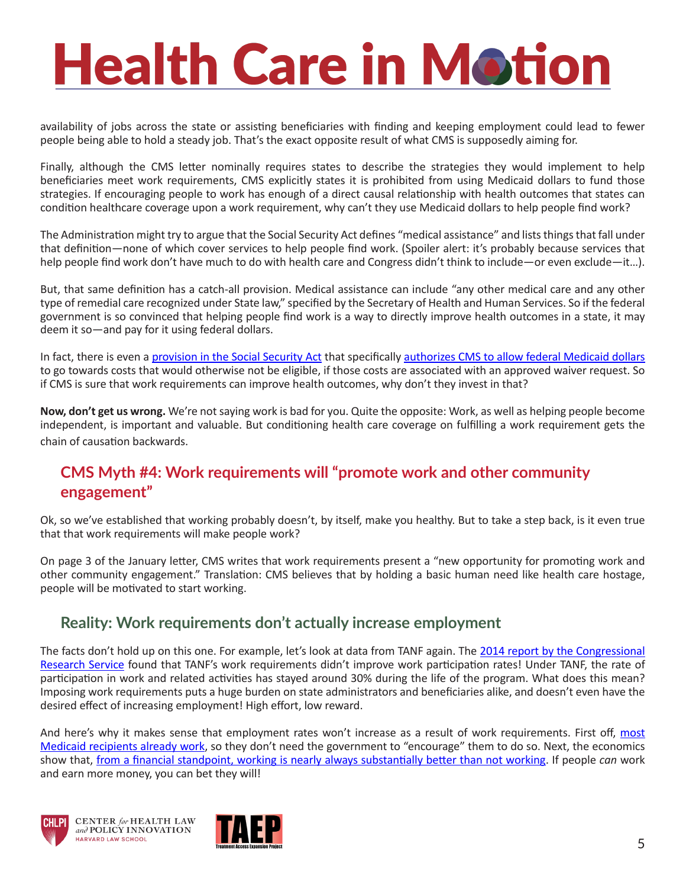availability of jobs across the state or assisting beneficiaries with finding and keeping employment could lead to fewer people being able to hold a steady job. That's the exact opposite result of what CMS is supposedly aiming for.

Finally, although the CMS letter nominally requires states to describe the strategies they would implement to help beneficiaries meet work requirements, CMS explicitly states it is prohibited from using Medicaid dollars to fund those strategies. If encouraging people to work has enough of a direct causal relationship with health outcomes that states can condition healthcare coverage upon a work requirement, why can't they use Medicaid dollars to help people find work?

The Administration might try to argue that the Social Security Act defines "medical assistance" and lists things that fall under that definition—none of which cover services to help people find work. (Spoiler alert: it's probably because services that help people find work don't have much to do with health care and Congress didn't think to include—or even exclude—it…).

But, that same definition has a catch-all provision. Medical assistance can include "any other medical care and any other type of remedial care recognized under State law," specified by the Secretary of Health and Human Services. So if the federal government is so convinced that helping people find work is a way to directly improve health outcomes in a state, it may deem it so—and pay for it using federal dollars.

In fact, there is even a provision in the Social Security Act that specifically authorizes CMS to allow federal Medicaid dollars to go towards costs that would otherwise not be eligible, if those costs are associated with an approved waiver request. So if CMS is sure that work requirements can improve health outcomes, why don't they invest in that?

**Now, don't get us wrong.** We're not saying work is bad for you. Quite the opposite: Work, as well as helping people become independent, is important and valuable. But conditioning health care coverage on fulfilling a work requirement gets the chain of causation backwards.

## CMS Myth #4: Work requirements will "promote work and other community engagement"

Ok, so we've established that working probably doesn't, by itself, make you healthy. But to take a step back, is it even true that that work requirements will make people work?

On page 3 of the January letter, CMS writes that work requirements present a "new opportunity for promoting work and other community engagement." Translation: CMS believes that by holding a basic human need like health care hostage, people will be motivated to start working.

## Reality: Work requirements don't actually increase employment

The facts don't hold up on this one. For example, let's look at data from TANF again. The 2014 report by the Congressional Research Service found that TANF's work requirements didn't improve work participation rates! Under TANF, the rate of participation in work and related activities has stayed around 30% during the life of the program. What does this mean? Imposing work requirements puts a huge burden on state administrators and beneficiaries alike, and doesn't even have the desired effect of increasing employment! High effort, low reward.

And here's why it makes sense that employment rates won't increase as a result of work requirements. First off, most Medicaid recipients already work, so they don't need the government to "encourage" them to do so. Next, the economics show that, from a financial standpoint, working is nearly always substantially better than not working. If people *can* work and earn more money, you can bet they will!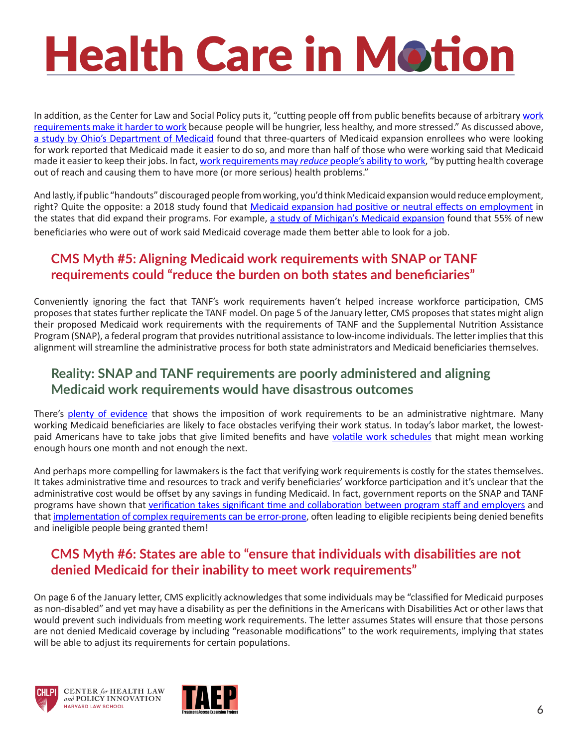In addition, as the Center for Law and Social Policy puts it, "cutting people off from public benefits because of arbitrary work requirements make it harder to work because people will be hungrier, less healthy, and more stressed." As discussed above, a study by Ohio's Department of Medicaid found that three-quarters of Medicaid expansion enrollees who were looking for work reported that Medicaid made it easier to do so, and more than half of those who were working said that Medicaid made it easier to keep their jobs. In fact, work requirements may *reduce* people's ability to work, "by putting health coverage out of reach and causing them to have more (or more serious) health problems."

And lastly, if public "handouts" discouraged people from working, you'd think Medicaid expansion would reduce employment, right? Quite the opposite: a 2018 study found that Medicaid expansion had positive or neutral effects on employment in the states that did expand their programs. For example, a study of Michigan's Medicaid expansion found that 55% of new beneficiaries who were out of work said Medicaid coverage made them better able to look for a job.

## CMS Myth #5: Aligning Medicaid work requirements with SNAP or TANF requirements could "reduce the burden on both states and beneficiaries"

Conveniently ignoring the fact that TANF's work requirements haven't helped increase workforce participation, CMS proposes that states further replicate the TANF model. On page 5 of the January letter, CMS proposes that states might align their proposed Medicaid work requirements with the requirements of TANF and the Supplemental Nutrition Assistance Program (SNAP), a federal program that provides nutritional assistance to low-income individuals. The letter implies that this alignment will streamline the administrative process for both state administrators and Medicaid beneficiaries themselves.

## Reality: SNAP and TANF requirements are poorly administered and aligning Medicaid work requirements would have disastrous outcomes

There's plenty of evidence that shows the imposition of work requirements to be an administrative nightmare. Many working Medicaid beneficiaries are likely to face obstacles verifying their work status. In today's labor market, the lowest-paid Americans have to take jobs that give limited benefits and have volatile work schedules that might mean working enough hours one month and not enough the next.

And perhaps more compelling for lawmakers is the fact that verifying work requirements is costly for the states themselves. It takes administrative time and resources to track and verify beneficiaries' workforce participation and it's unclear that the administrative cost would be offset by any savings in funding Medicaid. In fact, government reports on the SNAP and TANF programs have shown that verification takes significant time and collaboration between program staff and employers and that implementation of complex requirements can be error-prone, often leading to eligible recipients being denied benefits and ineligible people being granted them!

## CMS Myth #6: States are able to "ensure that individuals with disabilities are not denied Medicaid for their inability to meet work requirements"

On page 6 of the January letter, CMS explicitly acknowledges that some individuals may be "classified for Medicaid purposes as non-disabled" and yet may have a disability as per the definitions in the Americans with Disabilities Act or other laws that would prevent such individuals from meeting work requirements. The letter assumes States will ensure that those persons are not denied Medicaid coverage by including "reasonable modifications" to the work requirements, implying that states will be able to adjust its requirements for certain populations.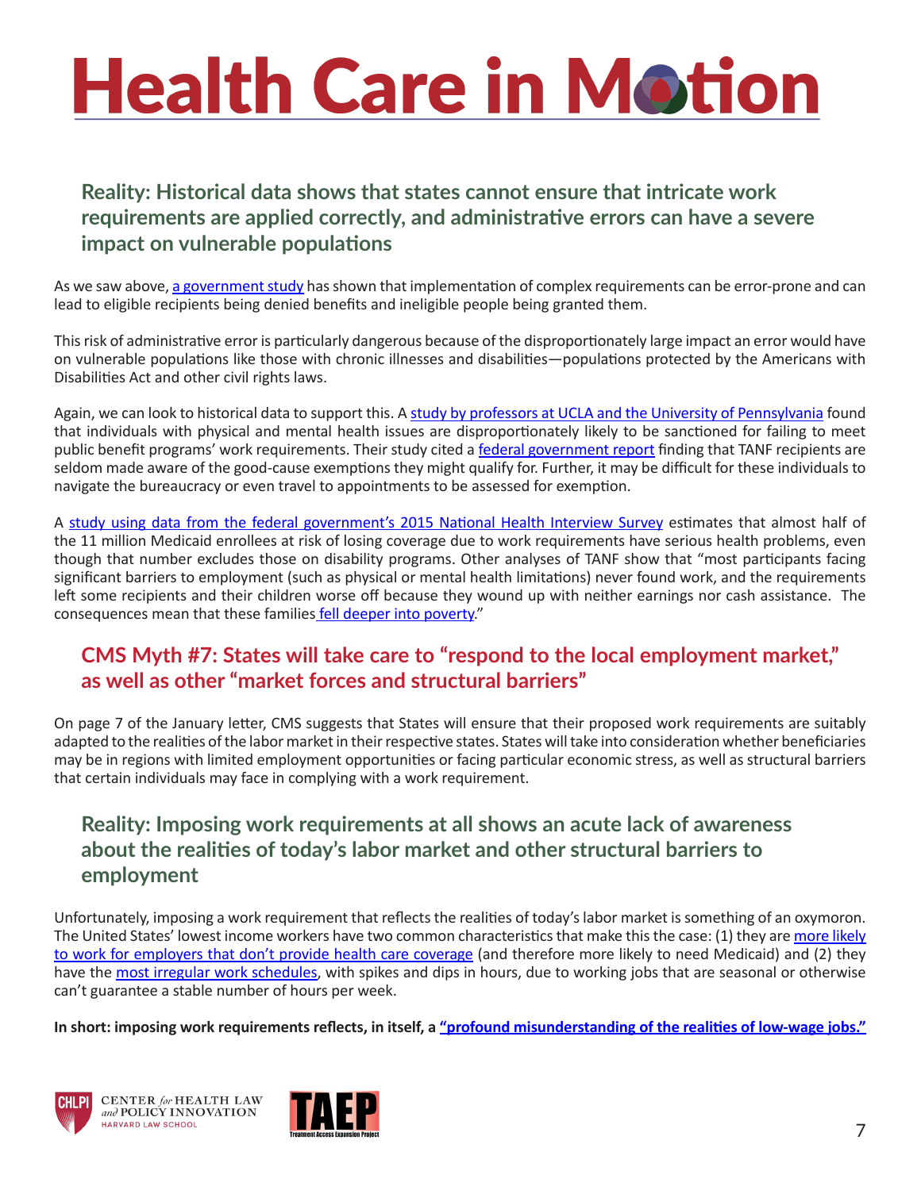## Reality: Historical data shows that states cannot ensure that intricate work requirements are applied correctly, and administrative errors can have a severe impact on vulnerable populations

As we saw above, a government study has shown that implementation of complex requirements can be error-prone and can lead to eligible recipients being denied benefits and ineligible people being granted them.

This risk of administrative error is particularly dangerous because of the disproportionately large impact an error would have on vulnerable populations like those with chronic illnesses and disabilities—populations protected by the Americans with Disabilities Act and other civil rights laws.

Again, we can look to historical data to support this. A study by professors at UCLA and the University of Pennsylvania found that individuals with physical and mental health issues are disproportionately likely to be sanctioned for failing to meet public benefit programs' work requirements. Their study cited a federal government report finding that TANF recipients are seldom made aware of the good-cause exemptions they might qualify for. Further, it may be difficult for these individuals to navigate the bureaucracy or even travel to appointments to be assessed for exemption.

A study using data from the federal government's 2015 National Health Interview Survey estimates that almost half of the 11 million Medicaid enrollees at risk of losing coverage due to work requirements have serious health problems, even though that number excludes those on disability programs. Other analyses of TANF show that "most participants facing significant barriers to employment (such as physical or mental health limitations) never found work, and the requirements left some recipients and their children worse off because they wound up with neither earnings nor cash assistance. The consequences mean that these families fell deeper into poverty."

## CMS Myth #7: States will take care to "respond to the local employment market," as well as other "market forces and structural barriers"

On page 7 of the January letter, CMS suggests that States will ensure that their proposed work requirements are suitably adapted to the realities of the labor market in their respective states. States will take into consideration whether beneficiaries may be in regions with limited employment opportunities or facing particular economic stress, as well as structural barriers that certain individuals may face in complying with a work requirement.

## Reality: Imposing work requirements at all shows an acute lack of awareness about the realities of today's labor market and other structural barriers to employment

Unfortunately, imposing a work requirement that reflects the realities of today's labor market is something of an oxymoron. The United States' lowest income workers have two common characteristics that make this the case: (1) they are more likely to work for employers that don't provide health care coverage (and therefore more likely to need Medicaid) and (2) they have the most irregular work schedules, with spikes and dips in hours, due to working jobs that are seasonal or otherwise can't guarantee a stable number of hours per week.

**In short: imposing work requirements reflects, in itself, a "profound misunderstanding of the realities of low-wage jobs."**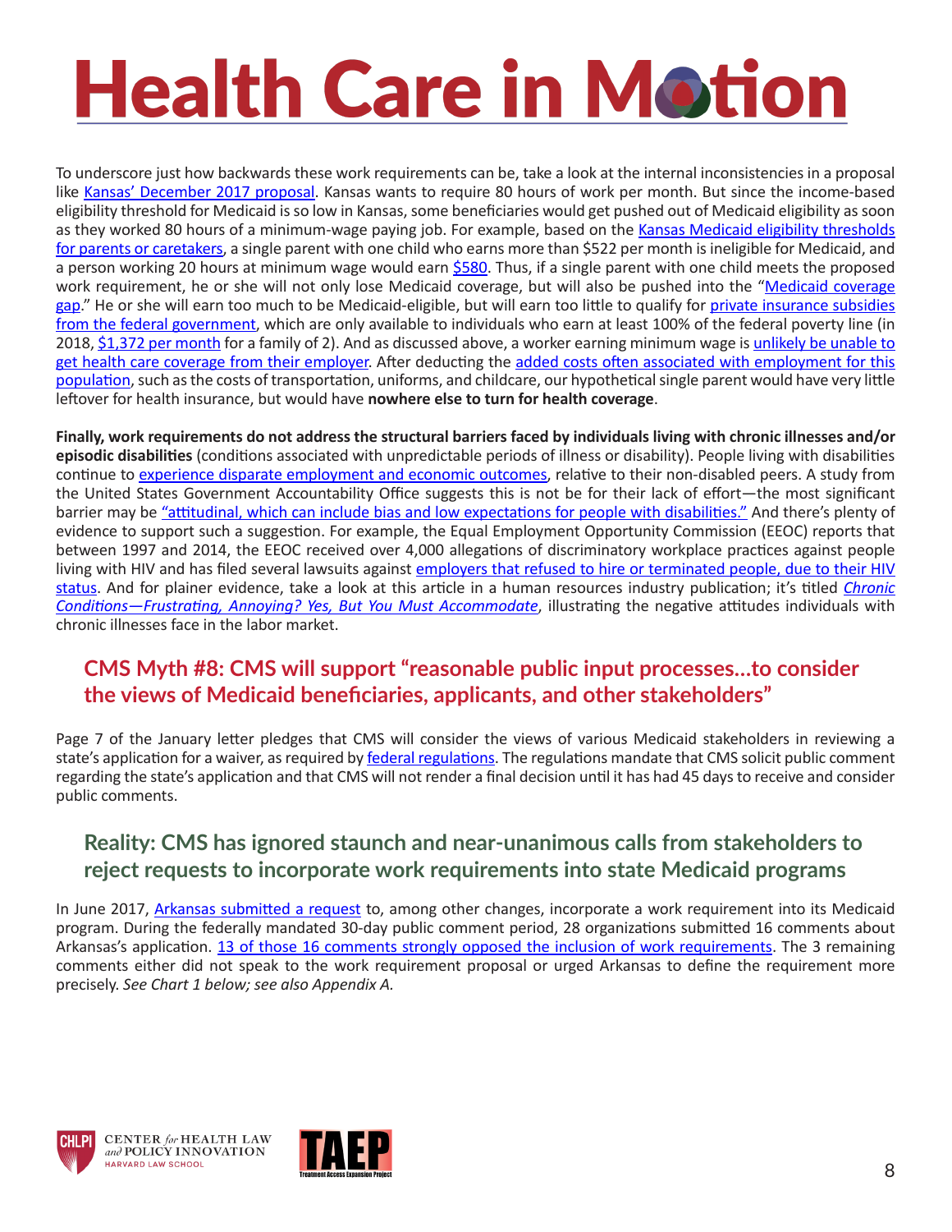To underscore just how backwards these work requirements can be, take a look at the internal inconsistencies in a proposal like Kansas' December 2017 proposal. Kansas wants to require 80 hours of work per month. But since the income-based eligibility threshold for Medicaid is so low in Kansas, some beneficiaries would get pushed out of Medicaid eligibility as soon as they worked 80 hours of a minimum-wage paying job. For example, based on the Kansas Medicaid eligibility thresholds for parents or caretakers, a single parent with one child who earns more than $522 per month is ineligible for Medicaid, and a person working 20 hours at minimum wage would earn $580. Thus, if a single parent with one child meets the proposed work requirement, he or she will not only lose Medicaid coverage, but will also be pushed into the "Medicaid coverage gap." He or she will earn too much to be Medicaid-eligible, but will earn too little to qualify for private insurance subsidies from the federal government, which are only available to individuals who earn at least 100% of the federal poverty line (in 2018, $1,372 per month for a family of 2). And as discussed above, a worker earning minimum wage is unlikely be unable to get health care coverage from their employer. After deducting the added costs often associated with employment for this population, such as the costs of transportation, uniforms, and childcare, our hypothetical single parent would have very little leftover for health insurance, but would have **nowhere else to turn for health coverage**.

**Finally, work requirements do not address the structural barriers faced by individuals living with chronic illnesses and/or episodic disabilities** (conditions associated with unpredictable periods of illness or disability). People living with disabilities continue to experience disparate employment and economic outcomes, relative to their non-disabled peers. A study from the United States Government Accountability Office suggests this is not be for their lack of effort—the most significant barrier may be "attitudinal, which can include bias and low expectations for people with disabilities." And there's plenty of evidence to support such a suggestion. For example, the Equal Employment Opportunity Commission (EEOC) reports that between 1997 and 2014, the EEOC received over 4,000 allegations of discriminatory workplace practices against people living with HIV and has filed several lawsuits against employers that refused to hire or terminated people, due to their HIV status. And for plainer evidence, take a look at this article in a human resources industry publication; it's titled *Chronic Conditions—Frustrating, Annoying? Yes, But You Must Accommodate*, illustrating the negative attitudes individuals with chronic illnesses face in the labor market.

## CMS Myth #8: CMS will support "reasonable public input processes…to consider the views of Medicaid beneficiaries, applicants, and other stakeholders"

Page 7 of the January letter pledges that CMS will consider the views of various Medicaid stakeholders in reviewing a state's application for a waiver, as required by federal regulations. The regulations mandate that CMS solicit public comment regarding the state's application and that CMS will not render a final decision until it has had 45 days to receive and consider public comments.

## Reality: CMS has ignored staunch and near-unanimous calls from stakeholders to reject requests to incorporate work requirements into state Medicaid programs

In June 2017, Arkansas submitted a request to, among other changes, incorporate a work requirement into its Medicaid program. During the federally mandated 30-day public comment period, 28 organizations submitted 16 comments about Arkansas's application. 13 of those 16 comments strongly opposed the inclusion of work requirements. The 3 remaining comments either did not speak to the work requirement proposal or urged Arkansas to define the requirement more precisely. *See Chart 1 below; see also Appendix A.*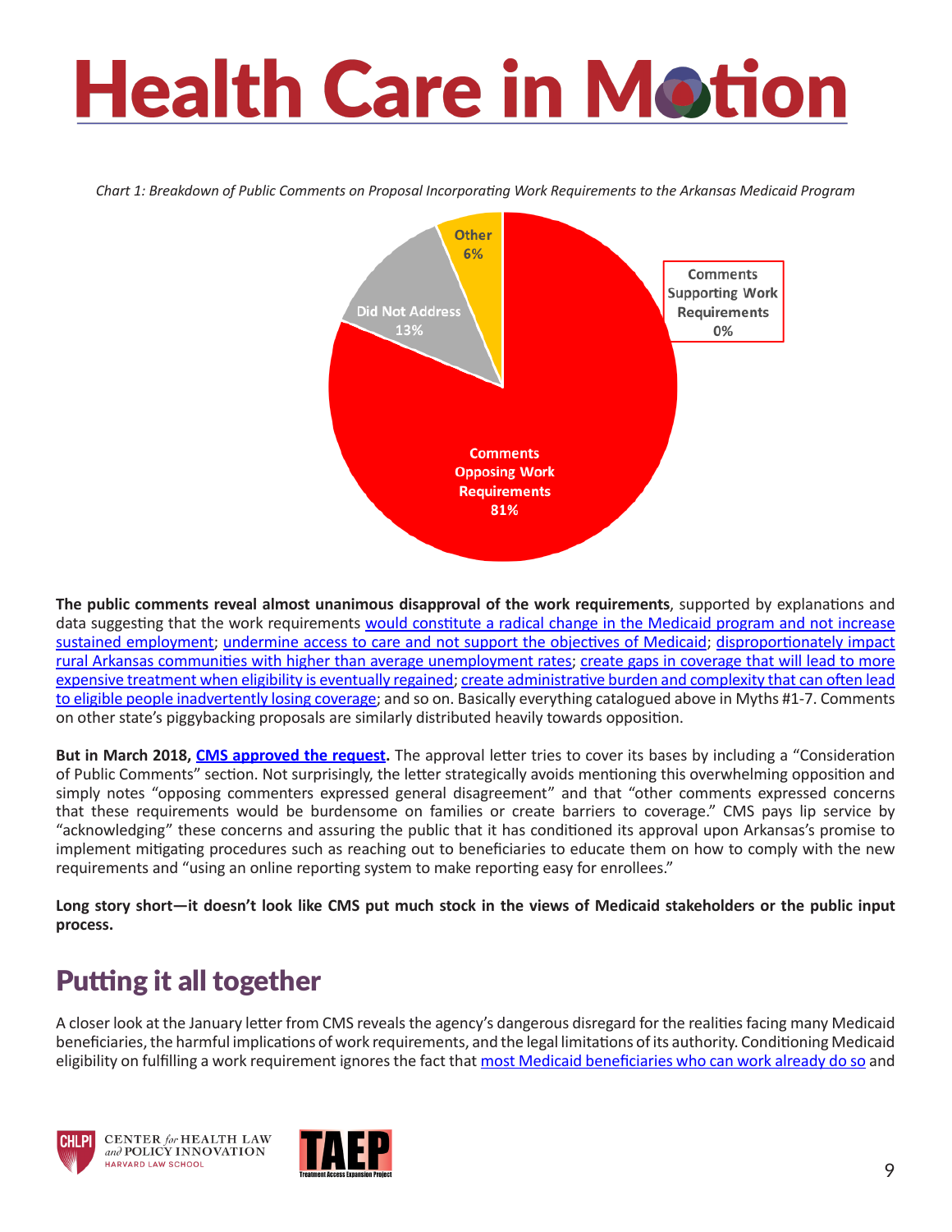*Chart 1: Breakdown of Public Comments on Proposal Incorporating Work Requirements to the Arkansas Medicaid Program*

Other
6%

Did Not Address
13%

Comments Supporting Work Requirements
0%

Comments Opposing Work Requirements
81%

**The public comments reveal almost unanimous disapproval of the work requirements**, supported by explanations and data suggesting that the work requirements would constitute a radical change in the Medicaid program and not increase sustained employment; undermine access to care and not support the objectives of Medicaid; disproportionately impact rural Arkansas communities with higher than average unemployment rates; create gaps in coverage that will lead to more expensive treatment when eligibility is eventually regained; create administrative burden and complexity that can often lead to eligible people inadvertently losing coverage; and so on. Basically everything catalogued above in Myths #1-7. Comments on other state's piggybacking proposals are similarly distributed heavily towards opposition.

**But in March 2018, CMS approved the request.** The approval letter tries to cover its bases by including a "Consideration of Public Comments" section. Not surprisingly, the letter strategically avoids mentioning this overwhelming opposition and simply notes "opposing commenters expressed general disagreement" and that "other comments expressed concerns that these requirements would be burdensome on families or create barriers to coverage." CMS pays lip service by "acknowledging" these concerns and assuring the public that it has conditioned its approval upon Arkansas's promise to implement mitigating procedures such as reaching out to beneficiaries to educate them on how to comply with the new requirements and "using an online reporting system to make reporting easy for enrollees."

**Long story short—it doesn't look like CMS put much stock in the views of Medicaid stakeholders or the public input process.**

## Putting it all together

A closer look at the January letter from CMS reveals the agency's dangerous disregard for the realities facing many Medicaid beneficiaries, the harmful implications of work requirements, and the legal limitations of its authority. Conditioning Medicaid eligibility on fulfilling a work requirement ignores the fact that most Medicaid beneficiaries who can work already do so and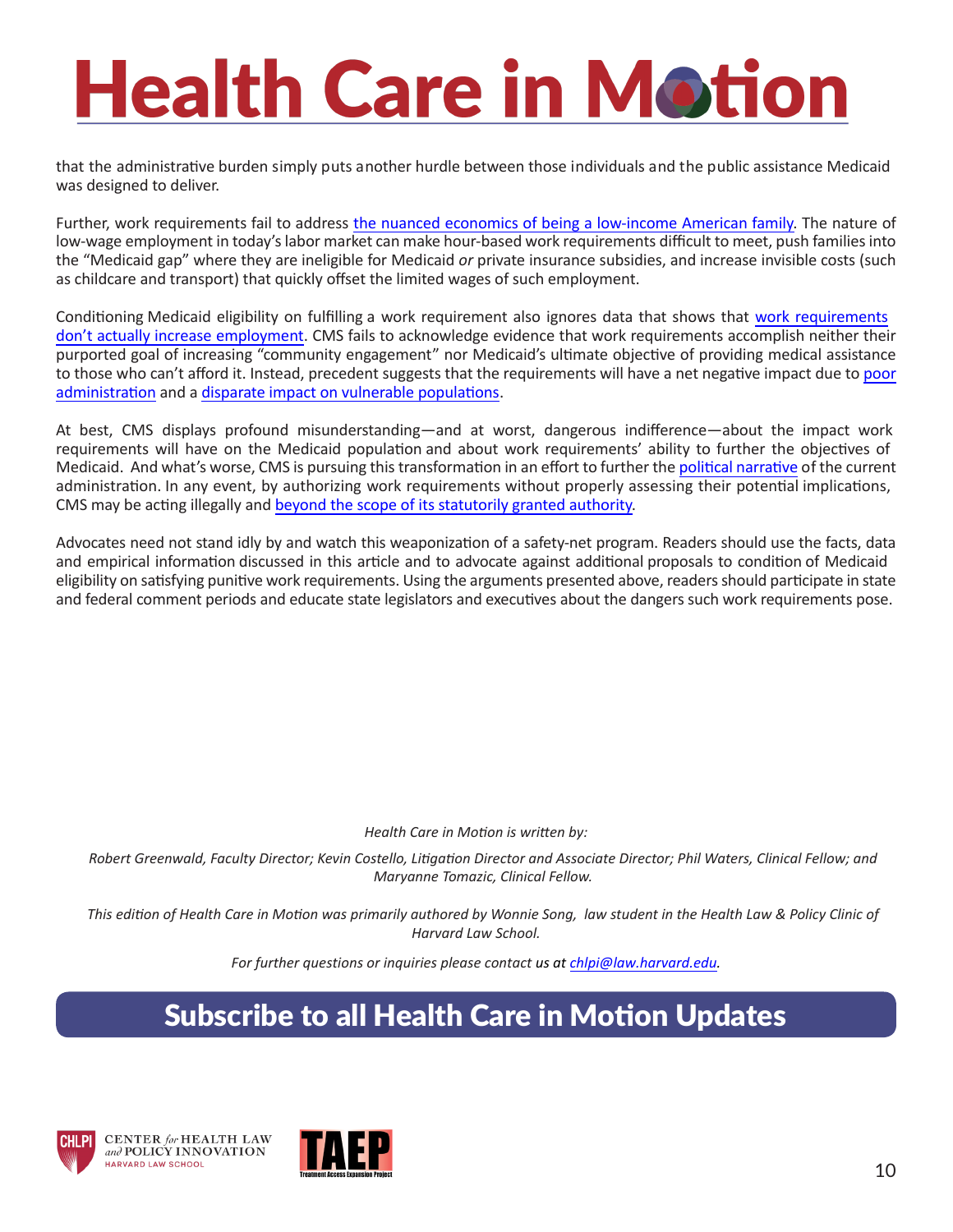that the administrative burden simply puts another hurdle between those individuals and the public assistance Medicaid was designed to deliver.

Further, work requirements fail to address the nuanced economics of being a low-income American family. The nature of low-wage employment in today's labor market can make hour-based work requirements difficult to meet, push families into the "Medicaid gap" where they are ineligible for Medicaid *or* private insurance subsidies, and increase invisible costs (such as childcare and transport) that quickly offset the limited wages of such employment.

Conditioning Medicaid eligibility on fulfilling a work requirement also ignores data that shows that work requirements don't actually increase employment. CMS fails to acknowledge evidence that work requirements accomplish neither their purported goal of increasing "community engagement" nor Medicaid's ultimate objective of providing medical assistance to those who can't afford it. Instead, precedent suggests that the requirements will have a net negative impact due to poor administration and a disparate impact on vulnerable populations.

At best, CMS displays profound misunderstanding—and at worst, dangerous indifference—about the impact work requirements will have on the Medicaid population and about work requirements' ability to further the objectives of Medicaid. And what's worse, CMS is pursuing this transformation in an effort to further the political narrative of the current administration. In any event, by authorizing work requirements without properly assessing their potential implications, CMS may be acting illegally and beyond the scope of its statutorily granted authority.

Advocates need not stand idly by and watch this weaponization of a safety-net program. Readers should use the facts, data and empirical information discussed in this article and to advocate against additional proposals to condition of Medicaid eligibility on satisfying punitive work requirements. Using the arguments presented above, readers should participate in state and federal comment periods and educate state legislators and executives about the dangers such work requirements pose.

*Health Care in Motion is written by:*

*Robert Greenwald, Faculty Director; Kevin Costello, Litigation Director and Associate Director; Phil Waters, Clinical Fellow; and Maryanne Tomazic, Clinical Fellow.*

*This edition of Health Care in Motion was primarily authored by Wonnie Song, law student in the Health Law & Policy Clinic of Harvard Law School.*

*For further questions or inquiries please contact us at chlpi@law.harvard.edu.*

**Subscribe to all Health Care in Motion Updates**

CHLPI CENTER *for* HEALTH LAW *and* POLICY INNOVATION HARVARD LAW SCHOOL

TAEP Treatment Access Expansion Project